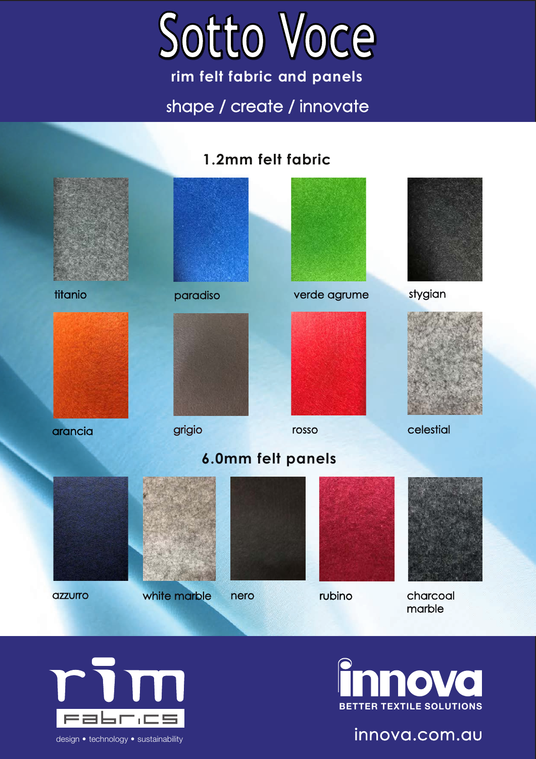# Sotto Voce

**rim felt fabric and panels**

shape / create / innovate

## 1.2mm felt fabric

titanio

paradiso

verde agrume

stygian

arancia

grigio

rosso

celestial

## 6.0mm felt panels

azzurro

white marble

nero

rubino

charcoal marble

rim fabrics

design • technology • sustainability

innova

BETTER TEXTILE SOLUTIONS

innova.com.au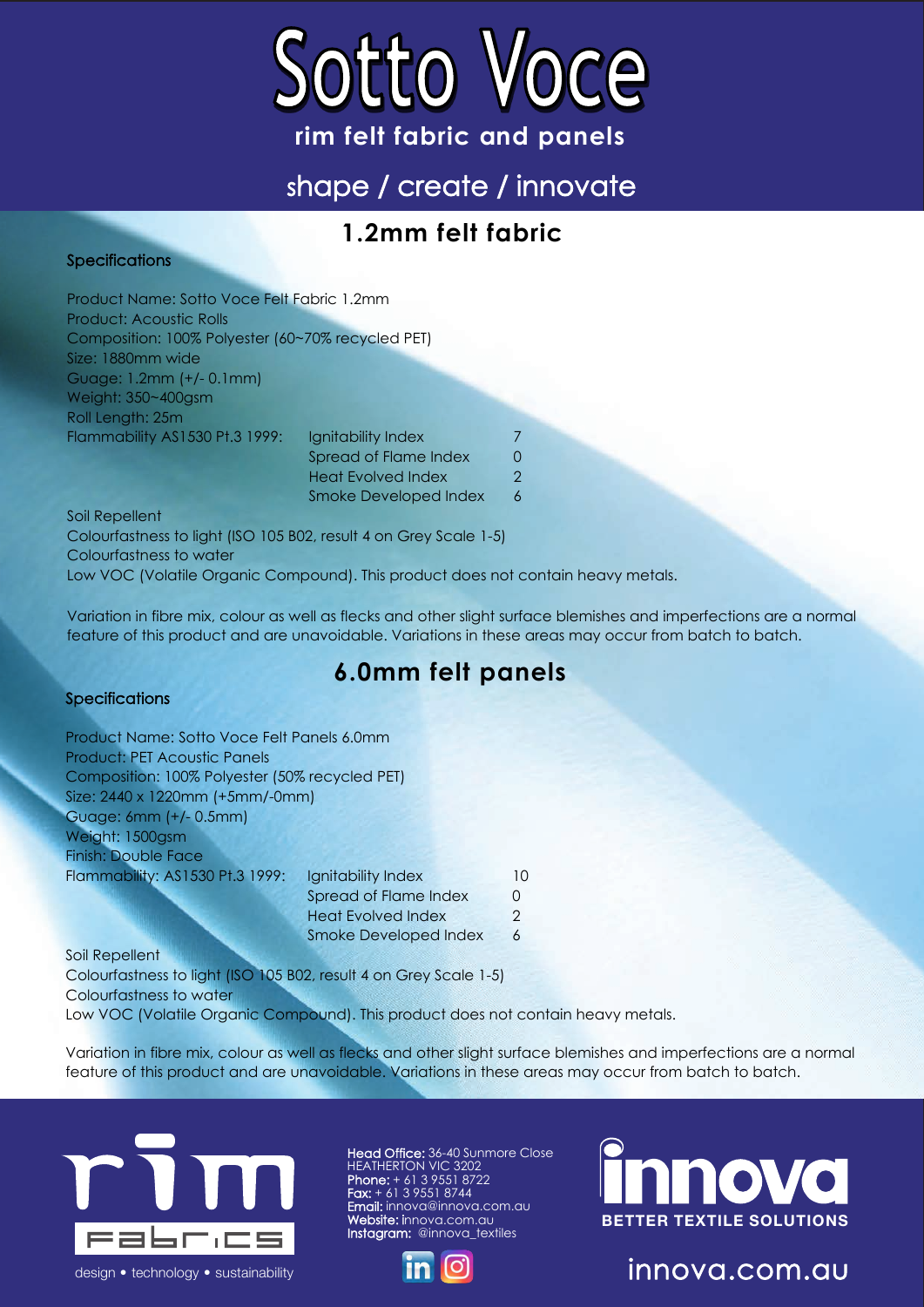# Sotto Voce

**rim felt fabric and panels**

shape / create / innovate

## 1.2mm felt fabric

### Specifications

Product Name: Sotto Voce Felt Fabric 1.2mm
Product: Acoustic Rolls
Composition: 100% Polyester (60~70% recycled PET)
Size: 1880mm wide
Guage: 1.2mm (+/- 0.1mm)
Weight: 350~400gsm
Roll Length: 25m

| | | |
|---|---|---|
| Flammability AS1530 Pt.3 1999: | Ignitability Index | 7 |
| | Spread of Flame Index | 0 |
| | Heat Evolved Index | 2 |
| | Smoke Developed Index | 6 |

Soil Repellent
Colourfastness to light (ISO 105 B02, result 4 on Grey Scale 1-5)
Colourfastness to water
Low VOC (Volatile Organic Compound). This product does not contain heavy metals.

Variation in fibre mix, colour as well as flecks and other slight surface blemishes and imperfections are a normal feature of this product and are unavoidable. Variations in these areas may occur from batch to batch.

## 6.0mm felt panels

### Specifications

Product Name: Sotto Voce Felt Panels 6.0mm
Product: PET Acoustic Panels
Composition: 100% Polyester (50% recycled PET)
Size: 2440 x 1220mm (+5mm/-0mm)
Guage: 6mm (+/- 0.5mm)
Weight: 1500gsm
Finish: Double Face

| | | |
|---|---|---|
| Flammability: AS1530 Pt.3 1999: | Ignitability Index | 10 |
| | Spread of Flame Index | 0 |
| | Heat Evolved Index | 2 |
| | Smoke Developed Index | 6 |

Soil Repellent
Colourfastness to light (ISO 105 B02, result 4 on Grey Scale 1-5)
Colourfastness to water
Low VOC (Volatile Organic Compound). This product does not contain heavy metals.

Variation in fibre mix, colour as well as flecks and other slight surface blemishes and imperfections are a normal feature of this product and are unavoidable. Variations in these areas may occur from batch to batch.

rim fabrics
design • technology • sustainability

**Head Office:** 36-40 Sunmore Close
HEATHERTON VIC 3202
**Phone:** + 61 3 9551 8722
**Fax:** + 61 3 9551 8744
**Email:** innova@innova.com.au
**Website:** innova.com.au
**Instagram:** @innova_textiles

innova
BETTER TEXTILE SOLUTIONS

innova.com.au